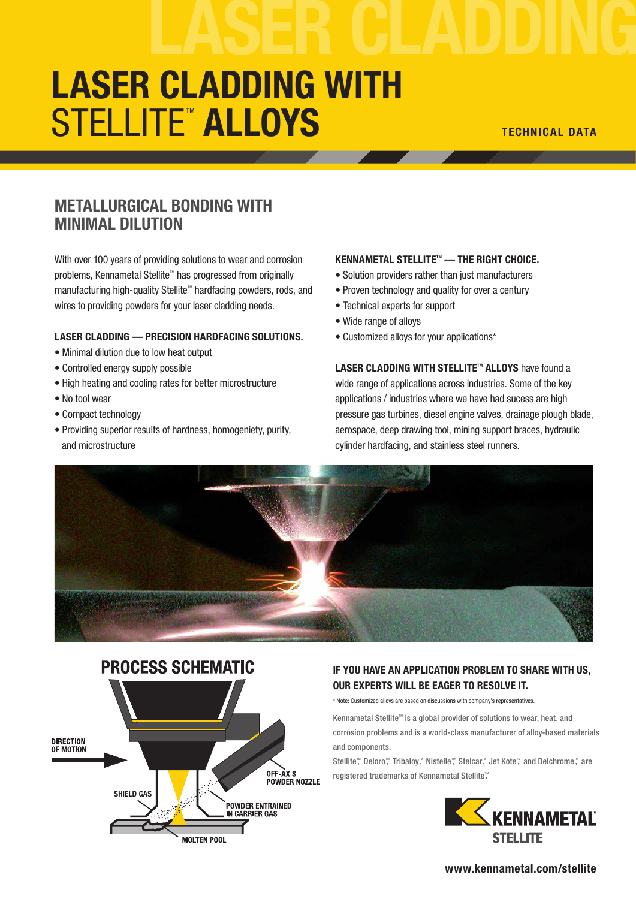# LASER CLADDING WITH STELLITE™ ALLOYS

TECHNICAL DATA

## METALLURGICAL BONDING WITH MINIMAL DILUTION

With over 100 years of providing solutions to wear and corrosion problems, Kennametal Stellite™ has progressed from originally manufacturing high-quality Stellite™ hardfacing powders, rods, and wires to providing powders for your laser cladding needs.

### LASER CLADDING — PRECISION HARDFACING SOLUTIONS.

- Minimal dilution due to low heat output
- Controlled energy supply possible
- High heating and cooling rates for better microstructure
- No tool wear
- Compact technology
- Providing superior results of hardness, homogeniety, purity, and microstructure

### KENNAMETAL STELLITE™ — THE RIGHT CHOICE.

- Solution providers rather than just manufacturers
- Proven technology and quality for over a century
- Technical experts for support
- Wide range of alloys
- Customized alloys for your applications*

**LASER CLADDING WITH STELLITE™ ALLOYS** have found a wide range of applications across industries. Some of the key applications / industries where we have had sucess are high pressure gas turbines, diesel engine valves, drainage plough blade, aerospace, deep drawing tool, mining support braces, hydraulic cylinder hardfacing, and stainless steel runners.

## PROCESS SCHEMATIC

DIRECTION OF MOTION

OFF-AXIS POWDER NOZZLE

SHIELD GAS

POWDER ENTRAINED IN CARRIER GAS

MOLTEN POOL

### IF YOU HAVE AN APPLICATION PROBLEM TO SHARE WITH US, OUR EXPERTS WILL BE EAGER TO RESOLVE IT.

* Note: Customized alloys are based on discussions with company's representatives.

Kennametal Stellite™ is a global provider of solutions to wear, heat, and corrosion problems and is a world-class manufacturer of alloy-based materials and components.

Stellite™, Deloro™, Tribaloy™, Nistelle™, Stelcar™, Jet Kote™, and Delchrome™ are registered trademarks of Kennametal Stellite™.

KENNAMETAL STELLITE

www.kennametal.com/stellite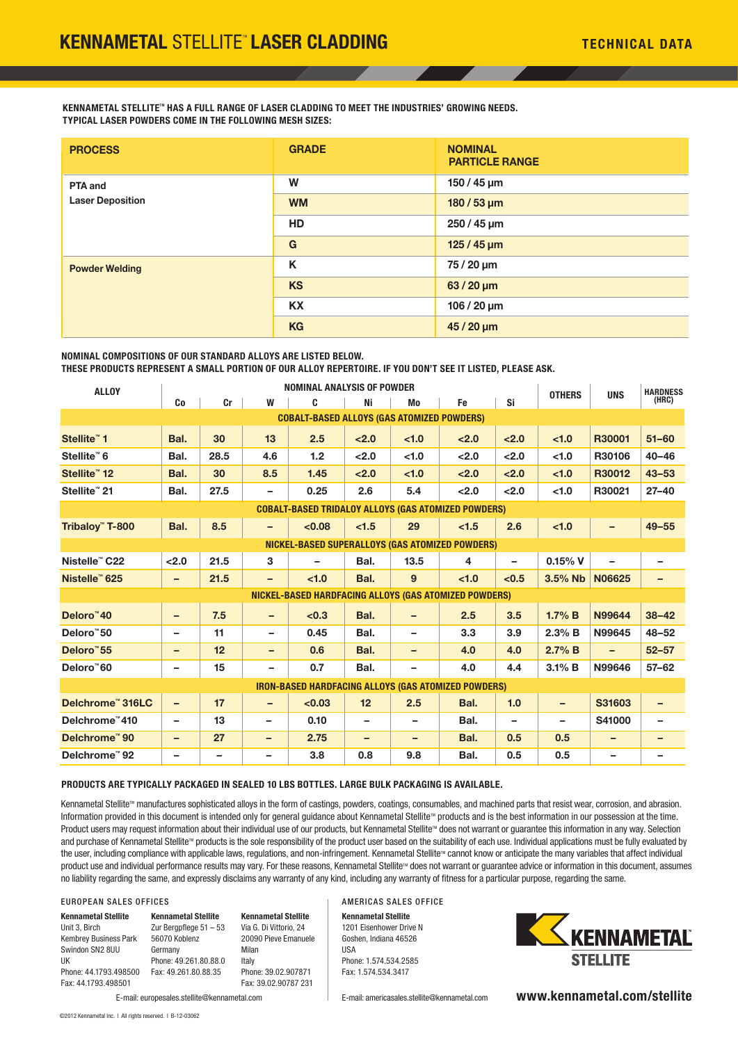# KENNAMETAL STELLITE™ LASER CLADDING

TECHNICAL DATA

**KENNAMETAL STELLITE™ HAS A FULL RANGE OF LASER CLADDING TO MEET THE INDUSTRIES' GROWING NEEDS. TYPICAL LASER POWDERS COME IN THE FOLLOWING MESH SIZES:**

| PROCESS | GRADE | NOMINAL PARTICLE RANGE |
|---|---|---|
| PTA and Laser Deposition | W | 150 / 45 µm |
| | WM | 180 / 53 µm |
| | HD | 250 / 45 µm |
| | G | 125 / 45 µm |
| Powder Welding | K | 75 / 20 µm |
| | KS | 63 / 20 µm |
| | KX | 106 / 20 µm |
| | KG | 45 / 20 µm |

**NOMINAL COMPOSITIONS OF OUR STANDARD ALLOYS ARE LISTED BELOW.**
**THESE PRODUCTS REPRESENT A SMALL PORTION OF OUR ALLOY REPERTOIRE. IF YOU DON'T SEE IT LISTED, PLEASE ASK.**

| ALLOY | NOMINAL ANALYSIS OF POWDER | | | | | | | | OTHERS | UNS | HARDNESS (HRC) |
|---|---|---|---|---|---|---|---|---|---|---|---|
| | Co | Cr | W | C | Ni | Mo | Fe | Si | | | |
| **COBALT-BASED ALLOYS (GAS ATOMIZED POWDERS)** | | | | | | | | | | | |
| Stellite™ 1 | Bal. | 30 | 13 | 2.5 | <2.0 | <1.0 | <2.0 | <2.0 | <1.0 | R30001 | 51–60 |
| Stellite™ 6 | Bal. | 28.5 | 4.6 | 1.2 | <2.0 | <1.0 | <2.0 | <2.0 | <1.0 | R30106 | 40–46 |
| Stellite™ 12 | Bal. | 30 | 8.5 | 1.45 | <2.0 | <1.0 | <2.0 | <2.0 | <1.0 | R30012 | 43–53 |
| Stellite™ 21 | Bal. | 27.5 | – | 0.25 | 2.6 | 5.4 | <2.0 | <2.0 | <1.0 | R30021 | 27–40 |
| **COBALT-BASED TRIDALOY ALLOYS (GAS ATOMIZED POWDERS)** | | | | | | | | | | | |
| Tribaloy™ T-800 | Bal. | 8.5 | – | <0.08 | <1.5 | 29 | <1.5 | 2.6 | <1.0 | – | 49–55 |
| **NICKEL-BASED SUPERALLOYS (GAS ATOMIZED POWDERS)** | | | | | | | | | | | |
| Nistelle™ C22 | <2.0 | 21.5 | 3 | – | Bal. | 13.5 | 4 | – | 0.15% V | – | – |
| Nistelle™ 625 | – | 21.5 | – | <1.0 | Bal. | 9 | <1.0 | <0.5 | 3.5% Nb | N06625 | – |
| **NICKEL-BASED HARDFACING ALLOYS (GAS ATOMIZED POWDERS)** | | | | | | | | | | | |
| Deloro™40 | – | 7.5 | – | <0.3 | Bal. | – | 2.5 | 3.5 | 1.7% B | N99644 | 38–42 |
| Deloro™50 | – | 11 | – | 0.45 | Bal. | – | 3.3 | 3.9 | 2.3% B | N99645 | 48–52 |
| Deloro™55 | – | 12 | – | 0.6 | Bal. | – | 4.0 | 4.0 | 2.7% B | – | 52–57 |
| Deloro™60 | – | 15 | – | 0.7 | Bal. | – | 4.0 | 4.4 | 3.1% B | N99646 | 57–62 |
| **IRON-BASED HARDFACING ALLOYS (GAS ATOMIZED POWDERS)** | | | | | | | | | | | |
| Delchrome™ 316LC | – | 17 | – | <0.03 | 12 | 2.5 | Bal. | 1.0 | – | S31603 | – |
| Delchrome™410 | – | 13 | – | 0.10 | – | – | Bal. | – | – | S41000 | – |
| Delchrome™ 90 | – | 27 | – | 2.75 | – | – | Bal. | 0.5 | 0.5 | – | – |
| Delchrome™ 92 | – | – | – | 3.8 | 0.8 | 9.8 | Bal. | 0.5 | 0.5 | – | – |

**PRODUCTS ARE TYPICALLY PACKAGED IN SEALED 10 LBS BOTTLES. LARGE BULK PACKAGING IS AVAILABLE.**

Kennametal Stellite™ manufactures sophisticated alloys in the form of castings, powders, coatings, consumables, and machined parts that resist wear, corrosion, and abrasion. Information provided in this document is intended only for general guidance about Kennametal Stellite™ products and is the best information in our possession at the time. Product users may request information about their individual use of our products, but Kennametal Stellite™ does not warrant or guarantee this information in any way. Selection and purchase of Kennametal Stellite™ products is the sole responsibility of the product user based on the suitability of each use. Individual applications must be fully evaluated by the user, including compliance with applicable laws, regulations, and non-infringement. Kennametal Stellite™ cannot know or anticipate the many variables that affect individual product use and individual performance results may vary. For these reasons, Kennametal Stellite™ does not warrant or guarantee advice or information in this document, assumes no liability regarding the same, and expressly disclaims any warranty of any kind, including any warranty of fitness for a particular purpose, regarding the same.

EUROPEAN SALES OFFICES

**Kennametal Stellite**
Unit 3, Birch
Kembrey Business Park
Swindon SN2 8UU
UK
Phone: 44.1793.498500
Fax: 44.1793.498501

**Kennametal Stellite**
Zur Bergpflege 51 – 53
56070 Koblenz
Germany
Phone: 49.261.80.88.0
Fax: 49.261.80.88.35

**Kennametal Stellite**
Via G. Di Vittorio, 24
20090 Pieve Emanuele
Milan
Italy
Phone: 39.02.907871
Fax: 39.02.90787 231

E-mail: europesales.stellite@kennametal.com

AMERICAS SALES OFFICE

**Kennametal Stellite**
1201 Eisenhower Drive N
Goshen, Indiana 46526
USA
Phone: 1.574.534.2585
Fax: 1.574.534.3417

E-mail: americasales.stellite@kennametal.com

KENNAMETAL STELLITE

**www.kennametal.com/stellite**

©2012 Kennametal Inc. I All rights reserved. I B-12-03062